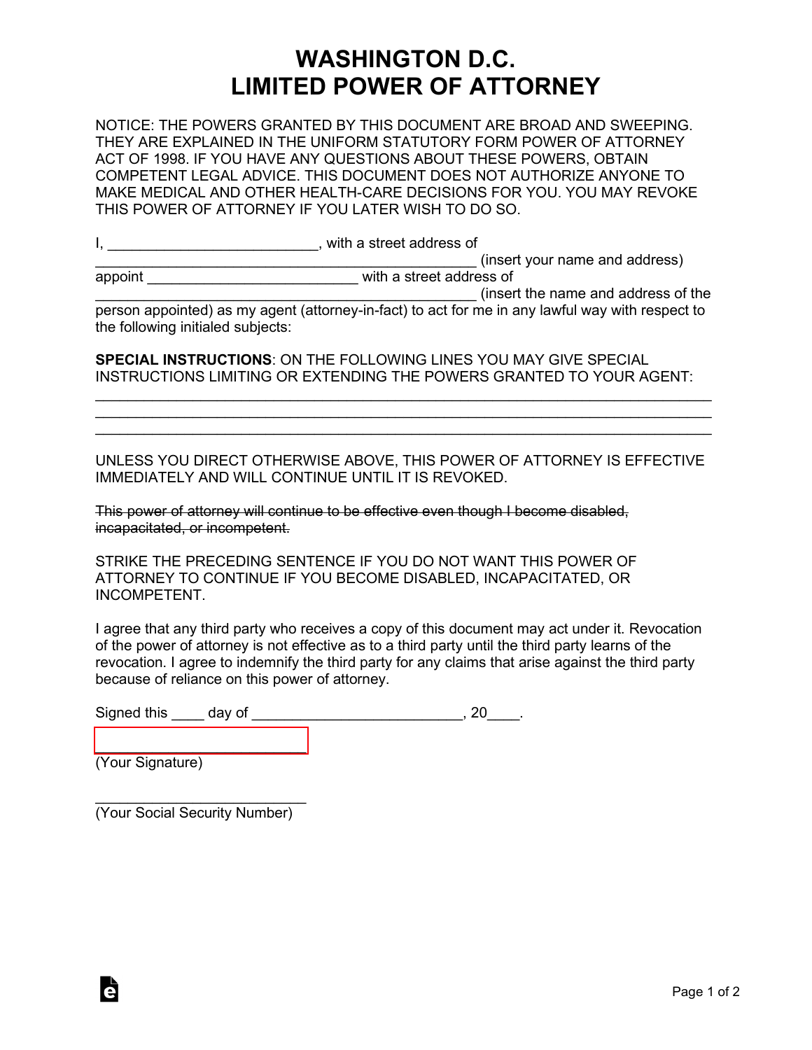# WASHINGTON D.C.
# LIMITED POWER OF ATTORNEY

NOTICE: THE POWERS GRANTED BY THIS DOCUMENT ARE BROAD AND SWEEPING. THEY ARE EXPLAINED IN THE UNIFORM STATUTORY FORM POWER OF ATTORNEY ACT OF 1998. IF YOU HAVE ANY QUESTIONS ABOUT THESE POWERS, OBTAIN COMPETENT LEGAL ADVICE. THIS DOCUMENT DOES NOT AUTHORIZE ANYONE TO MAKE MEDICAL AND OTHER HEALTH-CARE DECISIONS FOR YOU. YOU MAY REVOKE THIS POWER OF ATTORNEY IF YOU LATER WISH TO DO SO.

I, _________________________, with a street address of _______________________________________________ (insert your name and address) appoint _________________________ with a street address of _______________________________________________ (insert the name and address of the person appointed) as my agent (attorney-in-fact) to act for me in any lawful way with respect to the following initialed subjects:

**SPECIAL INSTRUCTIONS**: ON THE FOLLOWING LINES YOU MAY GIVE SPECIAL INSTRUCTIONS LIMITING OR EXTENDING THE POWERS GRANTED TO YOUR AGENT:

_____________________________________________________________________________

_____________________________________________________________________________

_____________________________________________________________________________

UNLESS YOU DIRECT OTHERWISE ABOVE, THIS POWER OF ATTORNEY IS EFFECTIVE IMMEDIATELY AND WILL CONTINUE UNTIL IT IS REVOKED.

~~This power of attorney will continue to be effective even though I become disabled, incapacitated, or incompetent.~~

STRIKE THE PRECEDING SENTENCE IF YOU DO NOT WANT THIS POWER OF ATTORNEY TO CONTINUE IF YOU BECOME DISABLED, INCAPACITATED, OR INCOMPETENT.

I agree that any third party who receives a copy of this document may act under it. Revocation of the power of attorney is not effective as to a third party until the third party learns of the revocation. I agree to indemnify the third party for any claims that arise against the third party because of reliance on this power of attorney.

Signed this ____ day of _________________________, 20____.

___________________________
(Your Signature)

___________________________
(Your Social Security Number)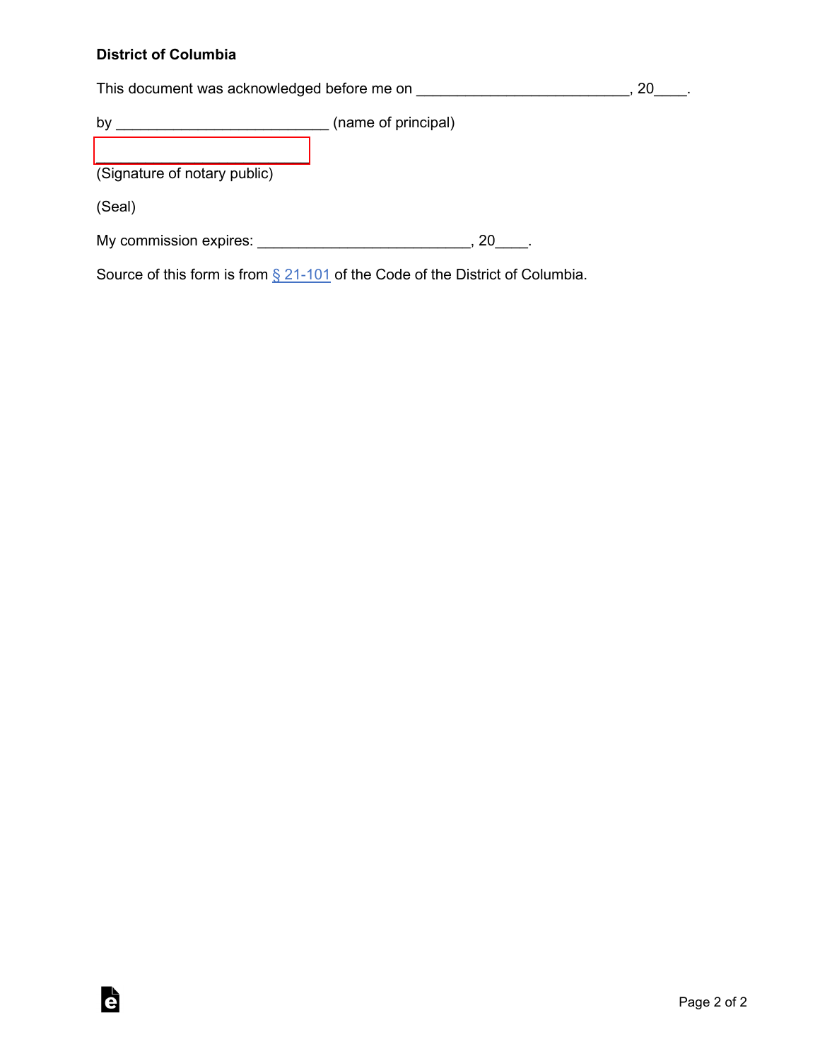**District of Columbia**

This document was acknowledged before me on __________________________, 20____.

by __________________________ (name of principal)

__________________________
(Signature of notary public)

(Seal)

My commission expires: __________________________, 20____.

Source of this form is from § 21-101 of the Code of the District of Columbia.